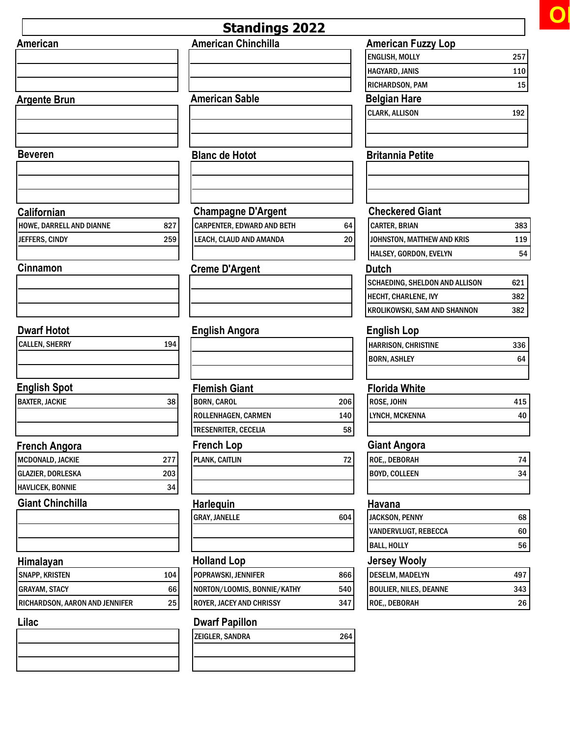# Standings 2022

## American

| | |
|---|---|
| | |
| | |
| | |

## American Chinchilla

| | |
|---|---|
| | |
| | |
| | |

## American Fuzzy Lop

| | |
|---|---|
| ENGLISH, MOLLY | 257 |
| HAGYARD, JANIS | 110 |
| RICHARDSON, PAM | 15 |

## Argente Brun

| | |
|---|---|
| | |
| | |
| | |

## American Sable

| | |
|---|---|
| | |
| | |
| | |

## Belgian Hare

| | |
|---|---|
| CLARK, ALLISON | 192 |
| | |
| | |

## Beveren

| | |
|---|---|
| | |
| | |
| | |

## Blanc de Hotot

| | |
|---|---|
| | |
| | |
| | |

## Britannia Petite

| | |
|---|---|
| | |
| | |
| | |

## Californian

| | |
|---|---|
| HOWE, DARRELL AND DIANNE | 827 |
| JEFFERS, CINDY | 259 |
| | |

## Champagne D'Argent

| | |
|---|---|
| CARPENTER, EDWARD AND BETH | 64 |
| LEACH, CLAUD AND AMANDA | 20 |
| | |

## Checkered Giant

| | |
|---|---|
| CARTER, BRIAN | 383 |
| JOHNSTON, MATTHEW AND KRIS | 119 |
| HALSEY, GORDON, EVELYN | 54 |

## Cinnamon

| | |
|---|---|
| | |
| | |
| | |

## Creme D'Argent

| | |
|---|---|
| | |
| | |
| | |

## Dutch

| | |
|---|---|
| SCHAEDING, SHELDON AND ALLISON | 621 |
| HECHT, CHARLENE, IVY | 382 |
| KROLIKOWSKI, SAM AND SHANNON | 382 |

## Dwarf Hotot

| | |
|---|---|
| CALLEN, SHERRY | 194 |
| | |
| | |

## English Angora

| | |
|---|---|
| | |
| | |
| | |

## English Lop

| | |
|---|---|
| HARRISON, CHRISTINE | 336 |
| BORN, ASHLEY | 64 |
| | |

## English Spot

| | |
|---|---|
| BAXTER, JACKIE | 38 |
| | |
| | |

## Flemish Giant

| | |
|---|---|
| BORN, CAROL | 206 |
| ROLLENHAGEN, CARMEN | 140 |
| TRESENRITER, CECELIA | 58 |

## Florida White

| | |
|---|---|
| ROSE, JOHN | 415 |
| LYNCH, MCKENNA | 40 |
| | |

## French Angora

| | |
|---|---|
| MCDONALD, JACKIE | 277 |
| GLAZIER, DORLESKA | 203 |
| HAVLICEK, BONNIE | 34 |

## French Lop

| | |
|---|---|
| PLANK, CAITLIN | 72 |
| | |
| | |

## Giant Angora

| | |
|---|---|
| ROE,, DEBORAH | 74 |
| BOYD, COLLEEN | 34 |
| | |

## Giant Chinchilla

| | |
|---|---|
| | |
| | |
| | |

## Harlequin

| | |
|---|---|
| GRAY, JANELLE | 604 |
| | |
| | |

## Havana

| | |
|---|---|
| JACKSON, PENNY | 68 |
| VANDERVLUGT, REBECCA | 60 |
| BALL, HOLLY | 56 |

## Himalayan

| | |
|---|---|
| SNAPP, KRISTEN | 104 |
| GRAYAM, STACY | 66 |
| RICHARDSON, AARON AND JENNIFER | 25 |

## Holland Lop

| | |
|---|---|
| POPRAWSKI, JENNIFER | 866 |
| NORTON/LOOMIS, BONNIE/KATHY | 540 |
| ROYER, JACEY AND CHRISSY | 347 |

## Jersey Wooly

| | |
|---|---|
| DESELM, MADELYN | 497 |
| BOULIER, NILES, DEANNE | 343 |
| ROE,, DEBORAH | 26 |

## Lilac

| | |
|---|---|
| | |
| | |
| | |

## Dwarf Papillon

| | |
|---|---|
| ZEIGLER, SANDRA | 264 |
| | |
| | |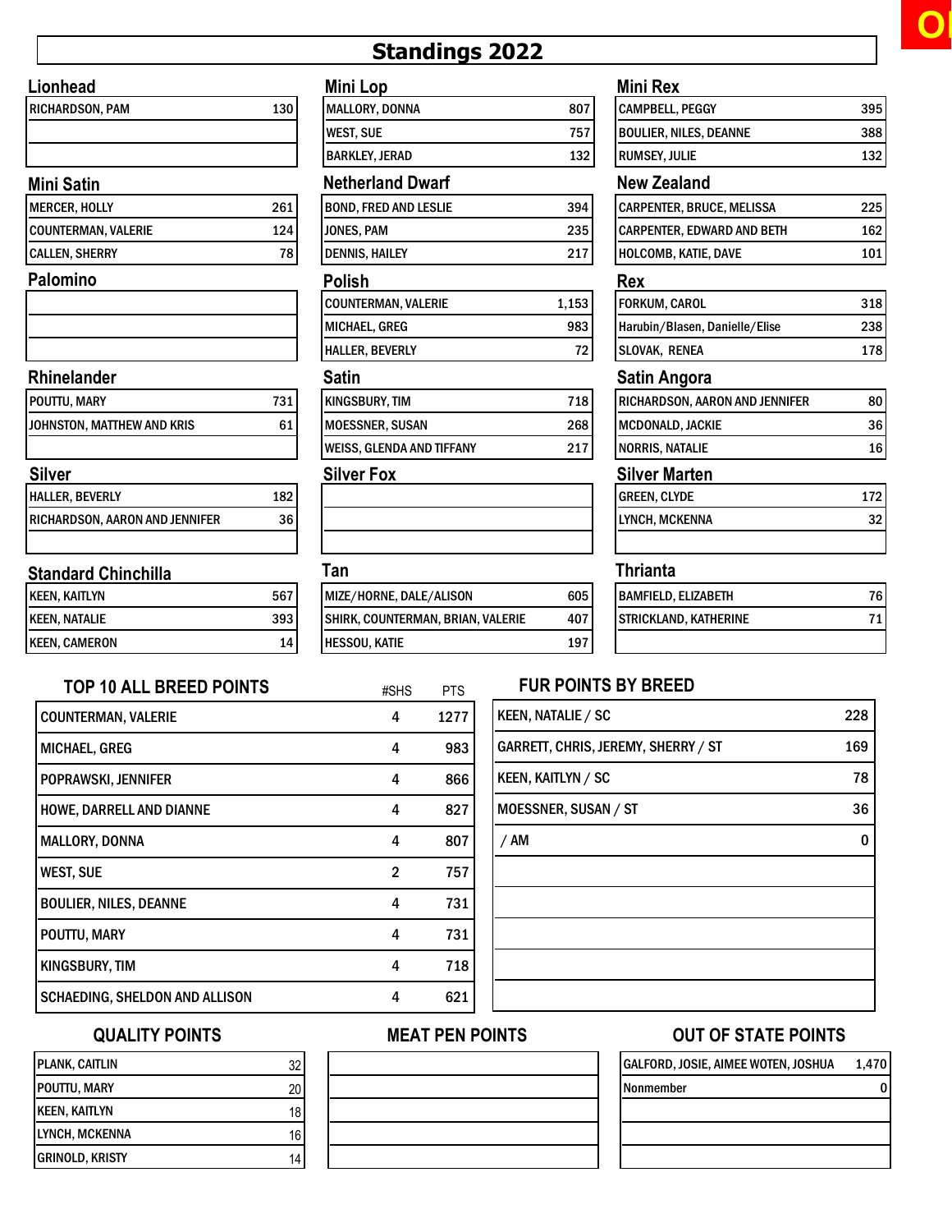# Standings 2022

## Lionhead

| Name | Points |
|---|---|
| RICHARDSON, PAM | 130 |
| | |
| | |

## Mini Lop

| Name | Points |
|---|---|
| MALLORY, DONNA | 807 |
| WEST, SUE | 757 |
| BARKLEY, JERAD | 132 |

## Mini Rex

| Name | Points |
|---|---|
| CAMPBELL, PEGGY | 395 |
| BOULIER, NILES, DEANNE | 388 |
| RUMSEY, JULIE | 132 |

## Mini Satin

| Name | Points |
|---|---|
| MERCER, HOLLY | 261 |
| COUNTERMAN, VALERIE | 124 |
| CALLEN, SHERRY | 78 |

## Netherland Dwarf

| Name | Points |
|---|---|
| BOND, FRED AND LESLIE | 394 |
| JONES, PAM | 235 |
| DENNIS, HAILEY | 217 |

## New Zealand

| Name | Points |
|---|---|
| CARPENTER, BRUCE, MELISSA | 225 |
| CARPENTER, EDWARD AND BETH | 162 |
| HOLCOMB, KATIE, DAVE | 101 |

## Palomino

| Name | Points |
|---|---|
| | |
| | |
| | |

## Polish

| Name | Points |
|---|---|
| COUNTERMAN, VALERIE | 1,153 |
| MICHAEL, GREG | 983 |
| HALLER, BEVERLY | 72 |

## Rex

| Name | Points |
|---|---|
| FORKUM, CAROL | 318 |
| Harubin/Blasen, Danielle/Elise | 238 |
| SLOVAK, RENEA | 178 |

## Rhinelander

| Name | Points |
|---|---|
| POUTTU, MARY | 731 |
| JOHNSTON, MATTHEW AND KRIS | 61 |
| | |

## Satin

| Name | Points |
|---|---|
| KINGSBURY, TIM | 718 |
| MOESSNER, SUSAN | 268 |
| WEISS, GLENDA AND TIFFANY | 217 |

## Satin Angora

| Name | Points |
|---|---|
| RICHARDSON, AARON AND JENNIFER | 80 |
| MCDONALD, JACKIE | 36 |
| NORRIS, NATALIE | 16 |

## Silver

| Name | Points |
|---|---|
| HALLER, BEVERLY | 182 |
| RICHARDSON, AARON AND JENNIFER | 36 |
| | |

## Silver Fox

| Name | Points |
|---|---|
| | |
| | |
| | |

## Silver Marten

| Name | Points |
|---|---|
| GREEN, CLYDE | 172 |
| LYNCH, MCKENNA | 32 |
| | |

## Standard Chinchilla

| Name | Points |
|---|---|
| KEEN, KAITLYN | 567 |
| KEEN, NATALIE | 393 |
| KEEN, CAMERON | 14 |

## Tan

| Name | Points |
|---|---|
| MIZE/HORNE, DALE/ALISON | 605 |
| SHIRK, COUNTERMAN, BRIAN, VALERIE | 407 |
| HESSOU, KATIE | 197 |

## Thrianta

| Name | Points |
|---|---|
| BAMFIELD, ELIZABETH | 76 |
| STRICKLAND, KATHERINE | 71 |
| | |

## TOP 10 ALL BREED POINTS

| Name | #SHS | PTS |
|---|---|---|
| COUNTERMAN, VALERIE | 4 | 1277 |
| MICHAEL, GREG | 4 | 983 |
| POPRAWSKI, JENNIFER | 4 | 866 |
| HOWE, DARRELL AND DIANNE | 4 | 827 |
| MALLORY, DONNA | 4 | 807 |
| WEST, SUE | 2 | 757 |
| BOULIER, NILES, DEANNE | 4 | 731 |
| POUTTU, MARY | 4 | 731 |
| KINGSBURY, TIM | 4 | 718 |
| SCHAEDING, SHELDON AND ALLISON | 4 | 621 |

## FUR POINTS BY BREED

| Name / Breed | Points |
|---|---|
| KEEN, NATALIE / SC | 228 |
| GARRETT, CHRIS, JEREMY, SHERRY / ST | 169 |
| KEEN, KAITLYN / SC | 78 |
| MOESSNER, SUSAN / ST | 36 |
| / AM | 0 |
| | |
| | |
| | |
| | |
| | |

## QUALITY POINTS

| Name | Points |
|---|---|
| PLANK, CAITLIN | 32 |
| POUTTU, MARY | 20 |
| KEEN, KAITLYN | 18 |
| LYNCH, MCKENNA | 16 |
| GRINOLD, KRISTY | 14 |

## MEAT PEN POINTS

| Name | Points |
|---|---|
| | |
| | |
| | |
| | |
| | |

## OUT OF STATE POINTS

| Name | Points |
|---|---|
| GALFORD, JOSIE, AIMEE WOTEN, JOSHUA | 1,470 |
| Nonmember | 0 |
| | |
| | |
| | |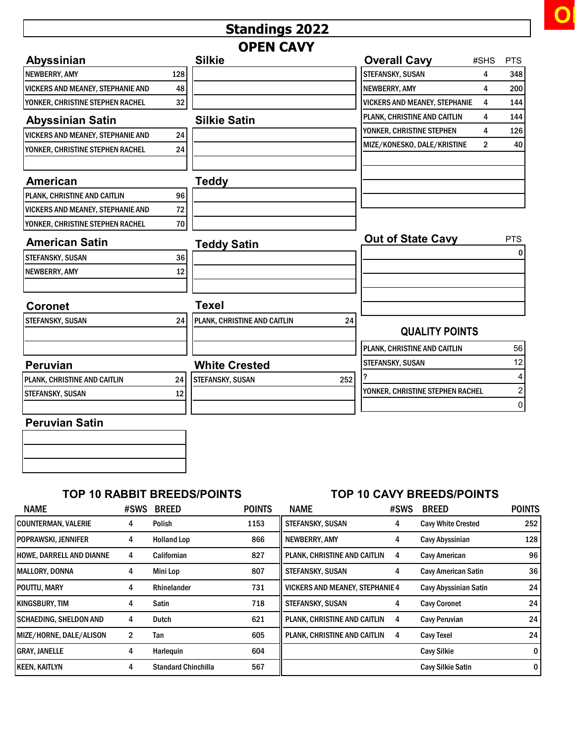# Standings 2022

## OPEN CAVY

### Abyssinian

| | |
|---|---|
| NEWBERRY, AMY | 128 |
| VICKERS AND MEANEY, STEPHANIE AND | 48 |
| YONKER, CHRISTINE STEPHEN RACHEL | 32 |

### Abyssinian Satin

| | |
|---|---|
| VICKERS AND MEANEY, STEPHANIE AND | 24 |
| YONKER, CHRISTINE STEPHEN RACHEL | 24 |

### American

| | |
|---|---|
| PLANK, CHRISTINE AND CAITLIN | 96 |
| VICKERS AND MEANEY, STEPHANIE AND | 72 |
| YONKER, CHRISTINE STEPHEN RACHEL | 70 |

### American Satin

| | |
|---|---|
| STEFANSKY, SUSAN | 36 |
| NEWBERRY, AMY | 12 |

### Coronet

| | |
|---|---|
| STEFANSKY, SUSAN | 24 |

### Peruvian

| | |
|---|---|
| PLANK, CHRISTINE AND CAITLIN | 24 |
| STEFANSKY, SUSAN | 12 |

### Peruvian Satin

### Silkie

### Silkie Satin

### Teddy

### Teddy Satin

### Texel

| | |
|---|---|
| PLANK, CHRISTINE AND CAITLIN | 24 |

### White Crested

| | |
|---|---|
| STEFANSKY, SUSAN | 252 |

### Overall Cavy

| | #SHS | PTS |
|---|---|---|
| STEFANSKY, SUSAN | 4 | 348 |
| NEWBERRY, AMY | 4 | 200 |
| VICKERS AND MEANEY, STEPHANIE | 4 | 144 |
| PLANK, CHRISTINE AND CAITLIN | 4 | 144 |
| YONKER, CHRISTINE STEPHEN | 4 | 126 |
| MIZE/KONESKO, DALE/KRISTINE | 2 | 40 |

### Out of State Cavy

| | PTS |
|---|---|
| | 0 |

### QUALITY POINTS

| | |
|---|---|
| PLANK, CHRISTINE AND CAITLIN | 56 |
| STEFANSKY, SUSAN | 12 |
| ? | 4 |
| YONKER, CHRISTINE STEPHEN RACHEL | 2 |
| | 0 |

### TOP 10 RABBIT BREEDS/POINTS

| NAME | #SWS | BREED | POINTS |
|---|---|---|---|
| COUNTERMAN, VALERIE | 4 | Polish | 1153 |
| POPRAWSKI, JENNIFER | 4 | Holland Lop | 866 |
| HOWE, DARRELL AND DIANNE | 4 | Californian | 827 |
| MALLORY, DONNA | 4 | Mini Lop | 807 |
| POUTTU, MARY | 4 | Rhinelander | 731 |
| KINGSBURY, TIM | 4 | Satin | 718 |
| SCHAEDING, SHELDON AND | 4 | Dutch | 621 |
| MIZE/HORNE, DALE/ALISON | 2 | Tan | 605 |
| GRAY, JANELLE | 4 | Harlequin | 604 |
| KEEN, KAITLYN | 4 | Standard Chinchilla | 567 |

### TOP 10 CAVY BREEDS/POINTS

| NAME | #SWS | BREED | POINTS |
|---|---|---|---|
| STEFANSKY, SUSAN | 4 | Cavy White Crested | 252 |
| NEWBERRY, AMY | 4 | Cavy Abyssinian | 128 |
| PLANK, CHRISTINE AND CAITLIN | 4 | Cavy American | 96 |
| STEFANSKY, SUSAN | 4 | Cavy American Satin | 36 |
| VICKERS AND MEANEY, STEPHANIE | 4 | Cavy Abyssinian Satin | 24 |
| STEFANSKY, SUSAN | 4 | Cavy Coronet | 24 |
| PLANK, CHRISTINE AND CAITLIN | 4 | Cavy Peruvian | 24 |
| PLANK, CHRISTINE AND CAITLIN | 4 | Cavy Texel | 24 |
| | | Cavy Silkie | 0 |
| | | Cavy Silkie Satin | 0 |